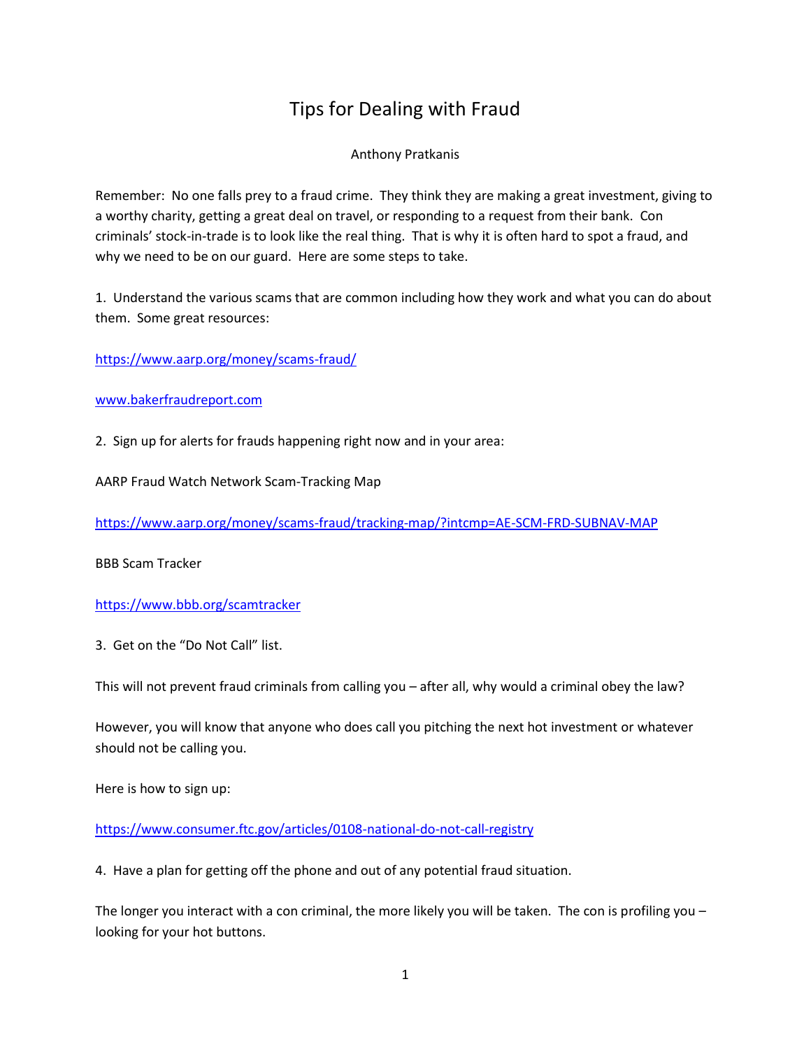# Tips for Dealing with Fraud

Anthony Pratkanis

Remember: No one falls prey to a fraud crime. They think they are making a great investment, giving to a worthy charity, getting a great deal on travel, or responding to a request from their bank. Con criminals' stock-in-trade is to look like the real thing. That is why it is often hard to spot a fraud, and why we need to be on our guard. Here are some steps to take.

1. Understand the various scams that are common including how they work and what you can do about them. Some great resources:

https://www.aarp.org/money/scams-fraud/

www.bakerfraudreport.com

2. Sign up for alerts for frauds happening right now and in your area:

AARP Fraud Watch Network Scam-Tracking Map

https://www.aarp.org/money/scams-fraud/tracking-map/?intcmp=AE-SCM-FRD-SUBNAV-MAP

BBB Scam Tracker

https://www.bbb.org/scamtracker

3. Get on the "Do Not Call" list.

This will not prevent fraud criminals from calling you – after all, why would a criminal obey the law?

However, you will know that anyone who does call you pitching the next hot investment or whatever should not be calling you.

Here is how to sign up:

https://www.consumer.ftc.gov/articles/0108-national-do-not-call-registry

4. Have a plan for getting off the phone and out of any potential fraud situation.

The longer you interact with a con criminal, the more likely you will be taken. The con is profiling you – looking for your hot buttons.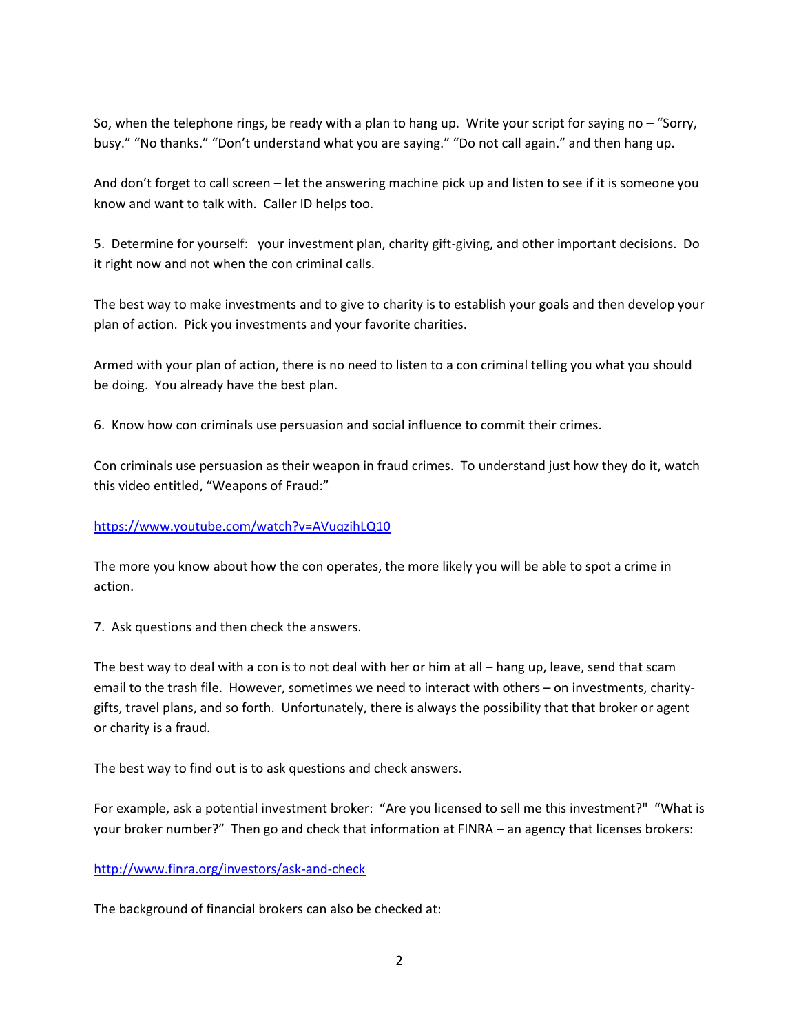So, when the telephone rings, be ready with a plan to hang up. Write your script for saying no – "Sorry, busy." "No thanks." "Don't understand what you are saying." "Do not call again." and then hang up.

And don't forget to call screen – let the answering machine pick up and listen to see if it is someone you know and want to talk with. Caller ID helps too.

5. Determine for yourself: your investment plan, charity gift-giving, and other important decisions. Do it right now and not when the con criminal calls.

The best way to make investments and to give to charity is to establish your goals and then develop your plan of action. Pick you investments and your favorite charities.

Armed with your plan of action, there is no need to listen to a con criminal telling you what you should be doing. You already have the best plan.

6. Know how con criminals use persuasion and social influence to commit their crimes.

Con criminals use persuasion as their weapon in fraud crimes. To understand just how they do it, watch this video entitled, "Weapons of Fraud:"

https://www.youtube.com/watch?v=AVuqzihLQ10

The more you know about how the con operates, the more likely you will be able to spot a crime in action.

7. Ask questions and then check the answers.

The best way to deal with a con is to not deal with her or him at all – hang up, leave, send that scam email to the trash file. However, sometimes we need to interact with others – on investments, charity-gifts, travel plans, and so forth. Unfortunately, there is always the possibility that that broker or agent or charity is a fraud.

The best way to find out is to ask questions and check answers.

For example, ask a potential investment broker: "Are you licensed to sell me this investment?" "What is your broker number?" Then go and check that information at FINRA – an agency that licenses brokers:

http://www.finra.org/investors/ask-and-check

The background of financial brokers can also be checked at: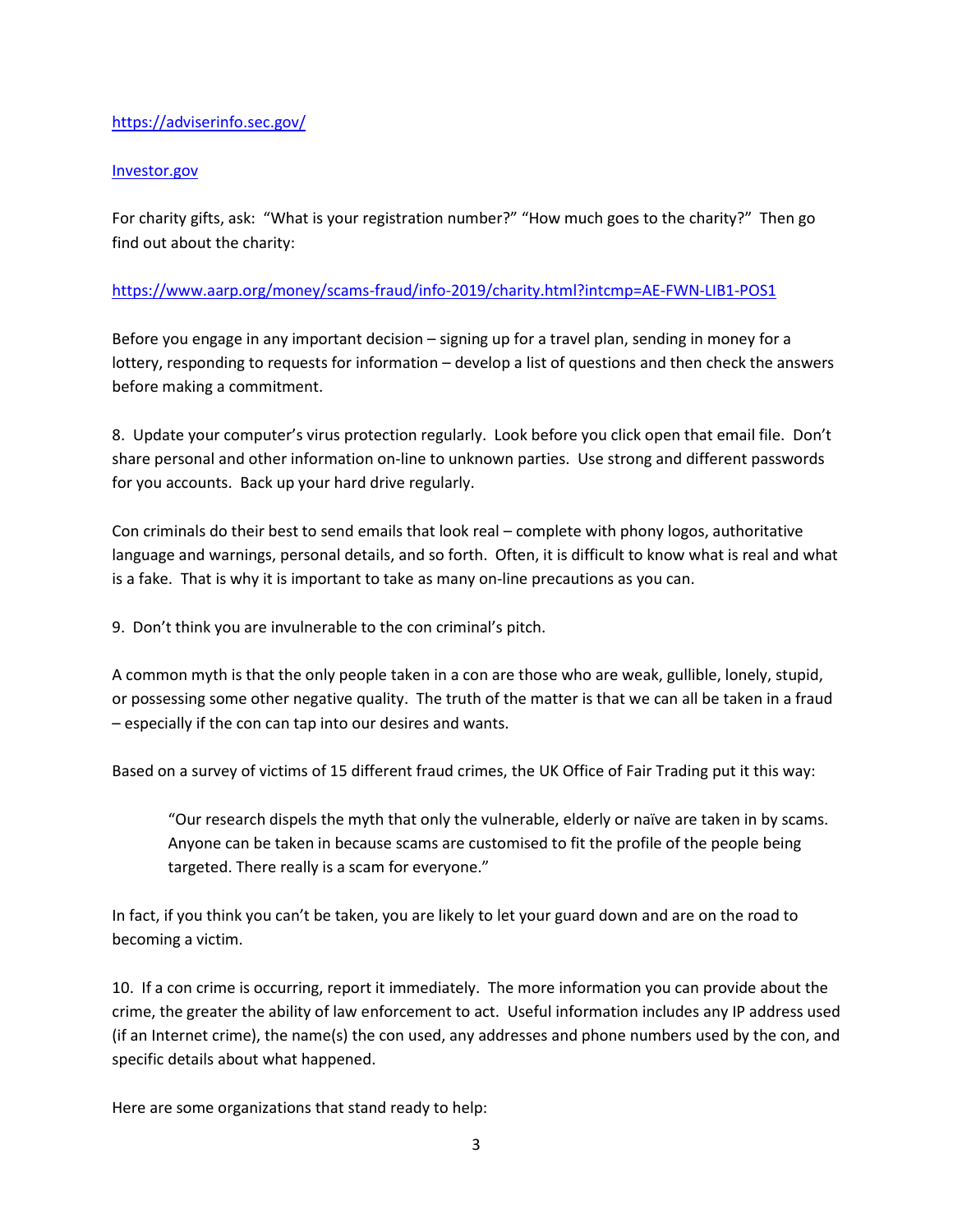https://adviserinfo.sec.gov/

Investor.gov

For charity gifts, ask: "What is your registration number?" "How much goes to the charity?" Then go find out about the charity:

https://www.aarp.org/money/scams-fraud/info-2019/charity.html?intcmp=AE-FWN-LIB1-POS1

Before you engage in any important decision – signing up for a travel plan, sending in money for a lottery, responding to requests for information – develop a list of questions and then check the answers before making a commitment.

8. Update your computer's virus protection regularly. Look before you click open that email file. Don't share personal and other information on-line to unknown parties. Use strong and different passwords for you accounts. Back up your hard drive regularly.

Con criminals do their best to send emails that look real – complete with phony logos, authoritative language and warnings, personal details, and so forth. Often, it is difficult to know what is real and what is a fake. That is why it is important to take as many on-line precautions as you can.

9. Don't think you are invulnerable to the con criminal's pitch.

A common myth is that the only people taken in a con are those who are weak, gullible, lonely, stupid, or possessing some other negative quality. The truth of the matter is that we can all be taken in a fraud – especially if the con can tap into our desires and wants.

Based on a survey of victims of 15 different fraud crimes, the UK Office of Fair Trading put it this way:

> "Our research dispels the myth that only the vulnerable, elderly or naïve are taken in by scams. Anyone can be taken in because scams are customised to fit the profile of the people being targeted. There really is a scam for everyone."

In fact, if you think you can't be taken, you are likely to let your guard down and are on the road to becoming a victim.

10. If a con crime is occurring, report it immediately. The more information you can provide about the crime, the greater the ability of law enforcement to act. Useful information includes any IP address used (if an Internet crime), the name(s) the con used, any addresses and phone numbers used by the con, and specific details about what happened.

Here are some organizations that stand ready to help: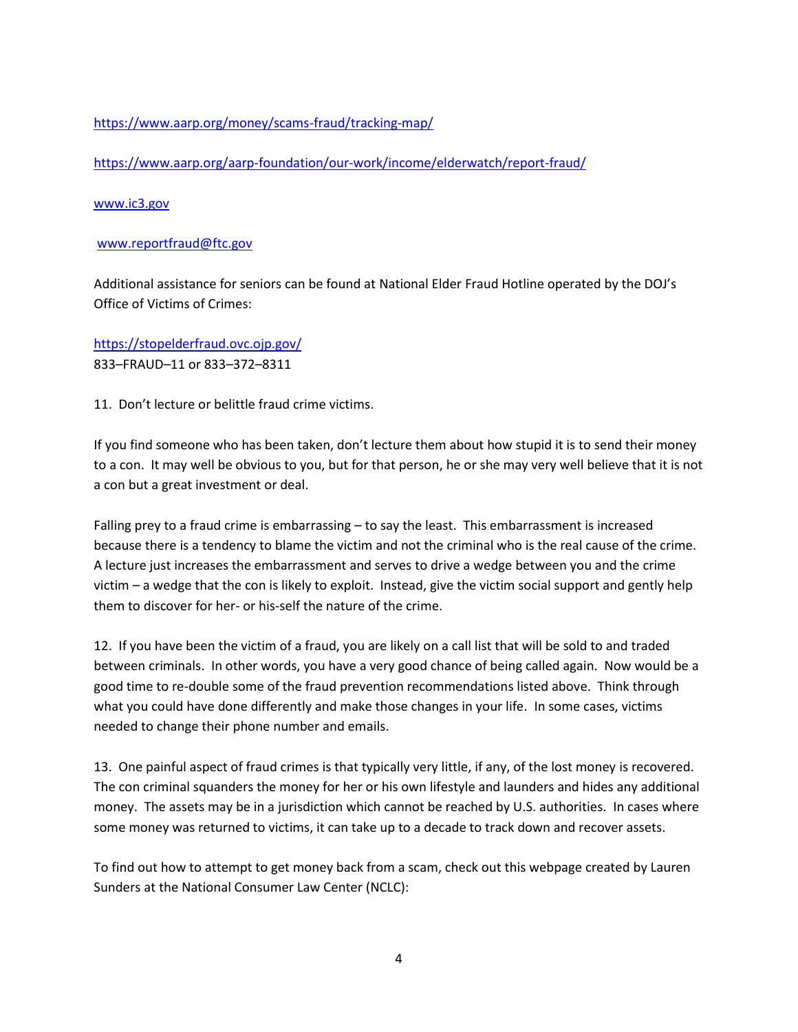https://www.aarp.org/money/scams-fraud/tracking-map/

https://www.aarp.org/aarp-foundation/our-work/income/elderwatch/report-fraud/

www.ic3.gov

www.reportfraud@ftc.gov

Additional assistance for seniors can be found at National Elder Fraud Hotline operated by the DOJ's Office of Victims of Crimes:

https://stopelderfraud.ovc.ojp.gov/
833–FRAUD–11 or 833–372–8311

11. Don't lecture or belittle fraud crime victims.

If you find someone who has been taken, don't lecture them about how stupid it is to send their money to a con. It may well be obvious to you, but for that person, he or she may very well believe that it is not a con but a great investment or deal.

Falling prey to a fraud crime is embarrassing – to say the least. This embarrassment is increased because there is a tendency to blame the victim and not the criminal who is the real cause of the crime. A lecture just increases the embarrassment and serves to drive a wedge between you and the crime victim – a wedge that the con is likely to exploit. Instead, give the victim social support and gently help them to discover for her- or his-self the nature of the crime.

12. If you have been the victim of a fraud, you are likely on a call list that will be sold to and traded between criminals. In other words, you have a very good chance of being called again. Now would be a good time to re-double some of the fraud prevention recommendations listed above. Think through what you could have done differently and make those changes in your life. In some cases, victims needed to change their phone number and emails.

13. One painful aspect of fraud crimes is that typically very little, if any, of the lost money is recovered. The con criminal squanders the money for her or his own lifestyle and launders and hides any additional money. The assets may be in a jurisdiction which cannot be reached by U.S. authorities. In cases where some money was returned to victims, it can take up to a decade to track down and recover assets.

To find out how to attempt to get money back from a scam, check out this webpage created by Lauren Sunders at the National Consumer Law Center (NCLC):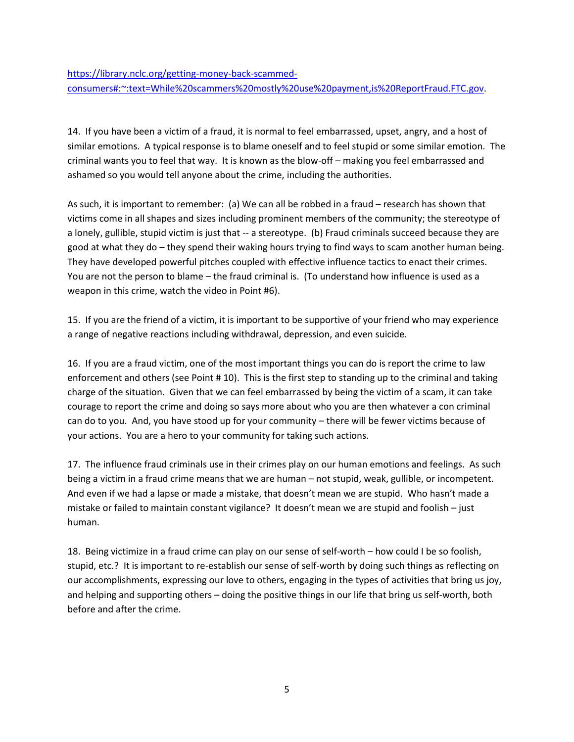https://library.nclc.org/getting-money-back-scammed-consumers#:~:text=While%20scammers%20mostly%20use%20payment,is%20ReportFraud.FTC.gov.

14. If you have been a victim of a fraud, it is normal to feel embarrassed, upset, angry, and a host of similar emotions. A typical response is to blame oneself and to feel stupid or some similar emotion. The criminal wants you to feel that way. It is known as the blow-off – making you feel embarrassed and ashamed so you would tell anyone about the crime, including the authorities.

As such, it is important to remember: (a) We can all be robbed in a fraud – research has shown that victims come in all shapes and sizes including prominent members of the community; the stereotype of a lonely, gullible, stupid victim is just that -- a stereotype. (b) Fraud criminals succeed because they are good at what they do – they spend their waking hours trying to find ways to scam another human being. They have developed powerful pitches coupled with effective influence tactics to enact their crimes. You are not the person to blame – the fraud criminal is. (To understand how influence is used as a weapon in this crime, watch the video in Point #6).

15. If you are the friend of a victim, it is important to be supportive of your friend who may experience a range of negative reactions including withdrawal, depression, and even suicide.

16. If you are a fraud victim, one of the most important things you can do is report the crime to law enforcement and others (see Point # 10). This is the first step to standing up to the criminal and taking charge of the situation. Given that we can feel embarrassed by being the victim of a scam, it can take courage to report the crime and doing so says more about who you are then whatever a con criminal can do to you. And, you have stood up for your community – there will be fewer victims because of your actions. You are a hero to your community for taking such actions.

17. The influence fraud criminals use in their crimes play on our human emotions and feelings. As such being a victim in a fraud crime means that we are human – not stupid, weak, gullible, or incompetent. And even if we had a lapse or made a mistake, that doesn't mean we are stupid. Who hasn't made a mistake or failed to maintain constant vigilance? It doesn't mean we are stupid and foolish – just human.

18. Being victimize in a fraud crime can play on our sense of self-worth – how could I be so foolish, stupid, etc.? It is important to re-establish our sense of self-worth by doing such things as reflecting on our accomplishments, expressing our love to others, engaging in the types of activities that bring us joy, and helping and supporting others – doing the positive things in our life that bring us self-worth, both before and after the crime.